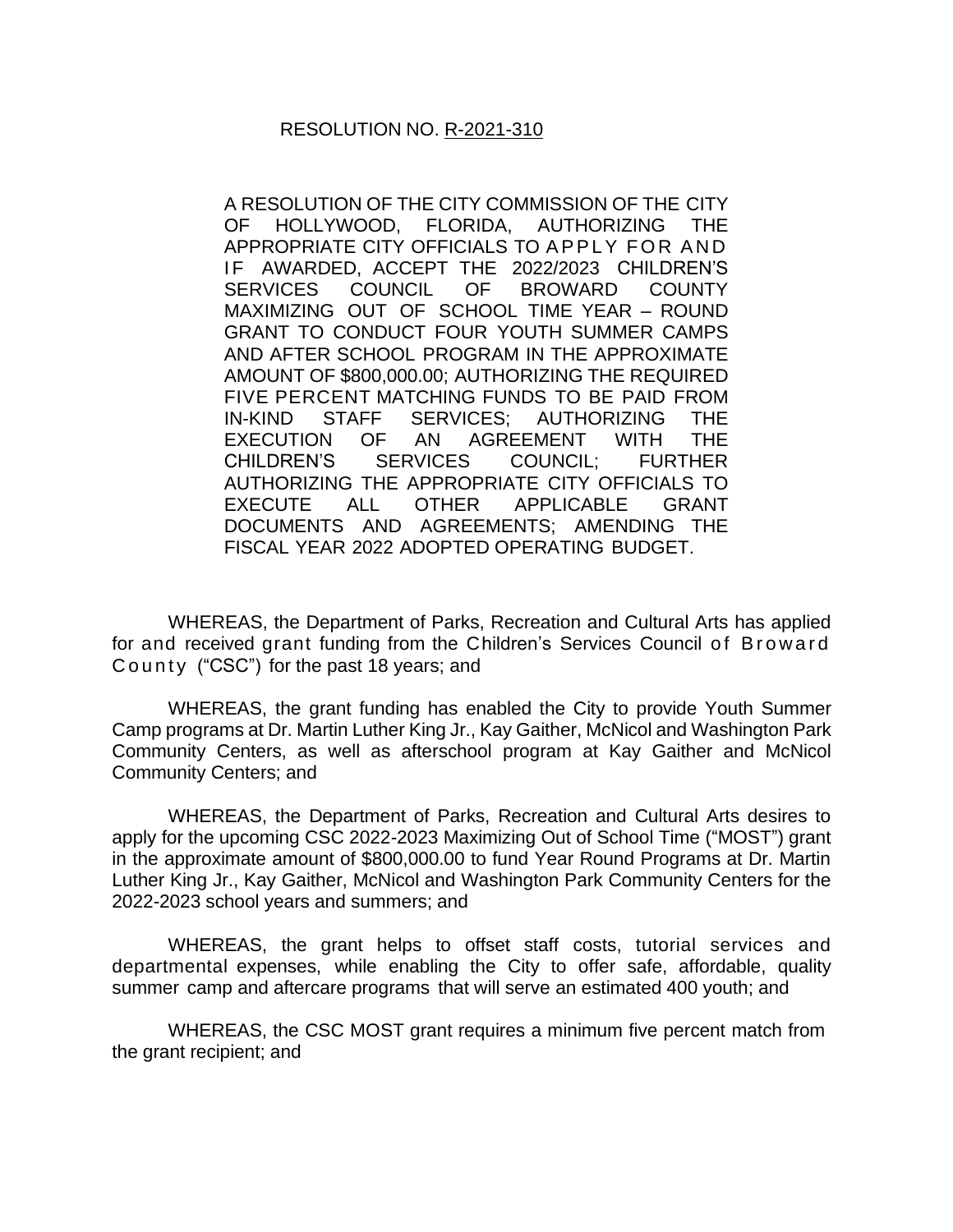RESOLUTION NO. R-2021-310

A RESOLUTION OF THE CITY COMMISSION OF THE CITY OF HOLLYWOOD, FLORIDA, AUTHORIZING THE APPROPRIATE CITY OFFICIALS TO APPLY FOR AND IF AWARDED, ACCEPT THE 2022/2023 CHILDREN'S SERVICES COUNCIL OF BROWARD COUNTY MAXIMIZING OUT OF SCHOOL TIME YEAR – ROUND GRANT TO CONDUCT FOUR YOUTH SUMMER CAMPS AND AFTER SCHOOL PROGRAM IN THE APPROXIMATE AMOUNT OF $800,000.00; AUTHORIZING THE REQUIRED FIVE PERCENT MATCHING FUNDS TO BE PAID FROM IN-KIND STAFF SERVICES; AUTHORIZING THE EXECUTION OF AN AGREEMENT WITH THE CHILDREN'S SERVICES COUNCIL; FURTHER AUTHORIZING THE APPROPRIATE CITY OFFICIALS TO EXECUTE ALL OTHER APPLICABLE GRANT DOCUMENTS AND AGREEMENTS; AMENDING THE FISCAL YEAR 2022 ADOPTED OPERATING BUDGET.

WHEREAS, the Department of Parks, Recreation and Cultural Arts has applied for and received grant funding from the Children's Services Council of Broward County ("CSC") for the past 18 years; and

WHEREAS, the grant funding has enabled the City to provide Youth Summer Camp programs at Dr. Martin Luther King Jr., Kay Gaither, McNicol and Washington Park Community Centers, as well as afterschool program at Kay Gaither and McNicol Community Centers; and

WHEREAS, the Department of Parks, Recreation and Cultural Arts desires to apply for the upcoming CSC 2022-2023 Maximizing Out of School Time ("MOST") grant in the approximate amount of $800,000.00 to fund Year Round Programs at Dr. Martin Luther King Jr., Kay Gaither, McNicol and Washington Park Community Centers for the 2022-2023 school years and summers; and

WHEREAS, the grant helps to offset staff costs, tutorial services and departmental expenses, while enabling the City to offer safe, affordable, quality summer camp and aftercare programs that will serve an estimated 400 youth; and

WHEREAS, the CSC MOST grant requires a minimum five percent match from the grant recipient; and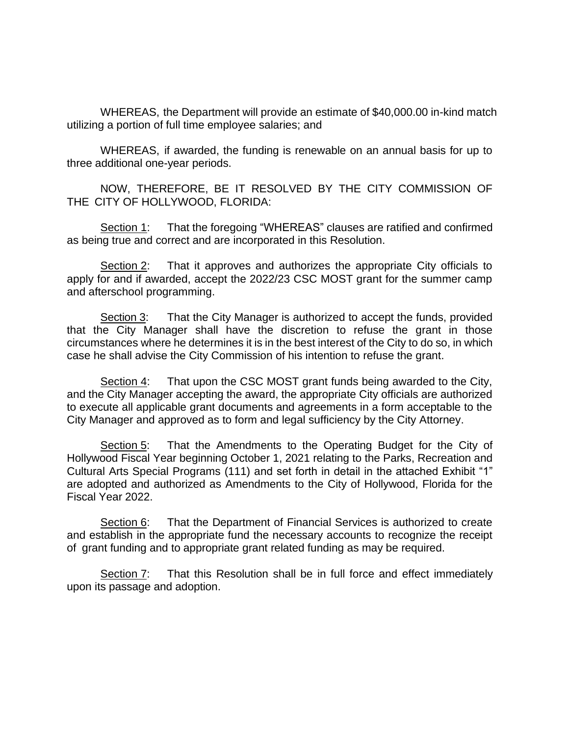WHEREAS, the Department will provide an estimate of $40,000.00 in-kind match utilizing a portion of full time employee salaries; and

WHEREAS, if awarded, the funding is renewable on an annual basis for up to three additional one-year periods.

NOW, THEREFORE, BE IT RESOLVED BY THE CITY COMMISSION OF THE CITY OF HOLLYWOOD, FLORIDA:

Section 1: That the foregoing "WHEREAS" clauses are ratified and confirmed as being true and correct and are incorporated in this Resolution.

Section 2: That it approves and authorizes the appropriate City officials to apply for and if awarded, accept the 2022/23 CSC MOST grant for the summer camp and afterschool programming.

Section 3: That the City Manager is authorized to accept the funds, provided that the City Manager shall have the discretion to refuse the grant in those circumstances where he determines it is in the best interest of the City to do so, in which case he shall advise the City Commission of his intention to refuse the grant.

Section 4: That upon the CSC MOST grant funds being awarded to the City, and the City Manager accepting the award, the appropriate City officials are authorized to execute all applicable grant documents and agreements in a form acceptable to the City Manager and approved as to form and legal sufficiency by the City Attorney.

Section 5: That the Amendments to the Operating Budget for the City of Hollywood Fiscal Year beginning October 1, 2021 relating to the Parks, Recreation and Cultural Arts Special Programs (111) and set forth in detail in the attached Exhibit "1" are adopted and authorized as Amendments to the City of Hollywood, Florida for the Fiscal Year 2022.

Section 6: That the Department of Financial Services is authorized to create and establish in the appropriate fund the necessary accounts to recognize the receipt of grant funding and to appropriate grant related funding as may be required.

Section 7: That this Resolution shall be in full force and effect immediately upon its passage and adoption.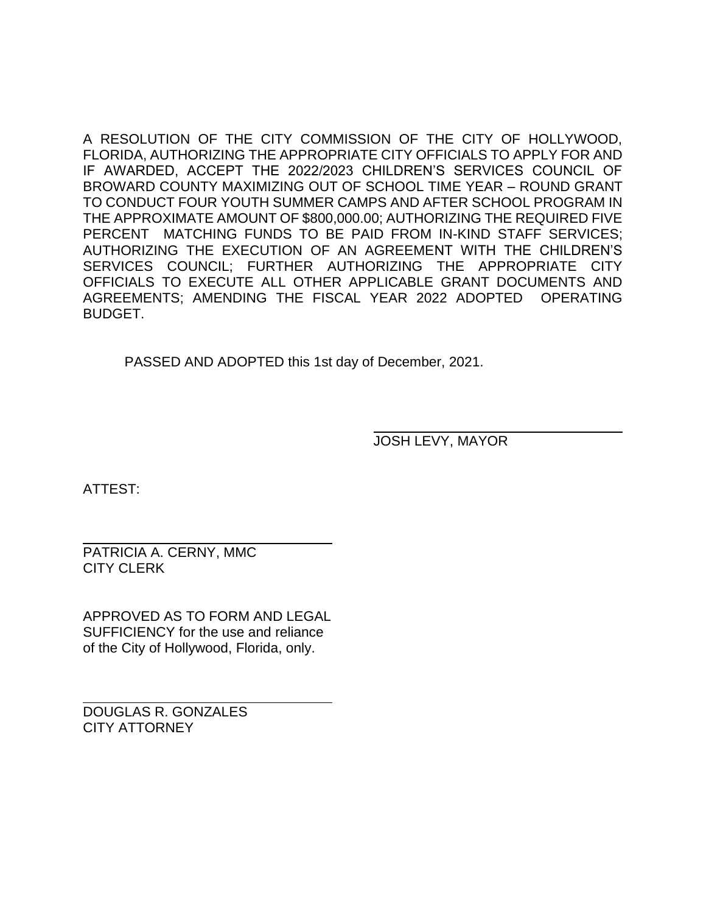A RESOLUTION OF THE CITY COMMISSION OF THE CITY OF HOLLYWOOD, FLORIDA, AUTHORIZING THE APPROPRIATE CITY OFFICIALS TO APPLY FOR AND IF AWARDED, ACCEPT THE 2022/2023 CHILDREN'S SERVICES COUNCIL OF BROWARD COUNTY MAXIMIZING OUT OF SCHOOL TIME YEAR – ROUND GRANT TO CONDUCT FOUR YOUTH SUMMER CAMPS AND AFTER SCHOOL PROGRAM IN THE APPROXIMATE AMOUNT OF $800,000.00; AUTHORIZING THE REQUIRED FIVE PERCENT MATCHING FUNDS TO BE PAID FROM IN-KIND STAFF SERVICES; AUTHORIZING THE EXECUTION OF AN AGREEMENT WITH THE CHILDREN'S SERVICES COUNCIL; FURTHER AUTHORIZING THE APPROPRIATE CITY OFFICIALS TO EXECUTE ALL OTHER APPLICABLE GRANT DOCUMENTS AND AGREEMENTS; AMENDING THE FISCAL YEAR 2022 ADOPTED OPERATING BUDGET.

PASSED AND ADOPTED this 1st day of December, 2021.

JOSH LEVY, MAYOR

ATTEST:

PATRICIA A. CERNY, MMC
CITY CLERK

APPROVED AS TO FORM AND LEGAL SUFFICIENCY for the use and reliance of the City of Hollywood, Florida, only.

DOUGLAS R. GONZALES
CITY ATTORNEY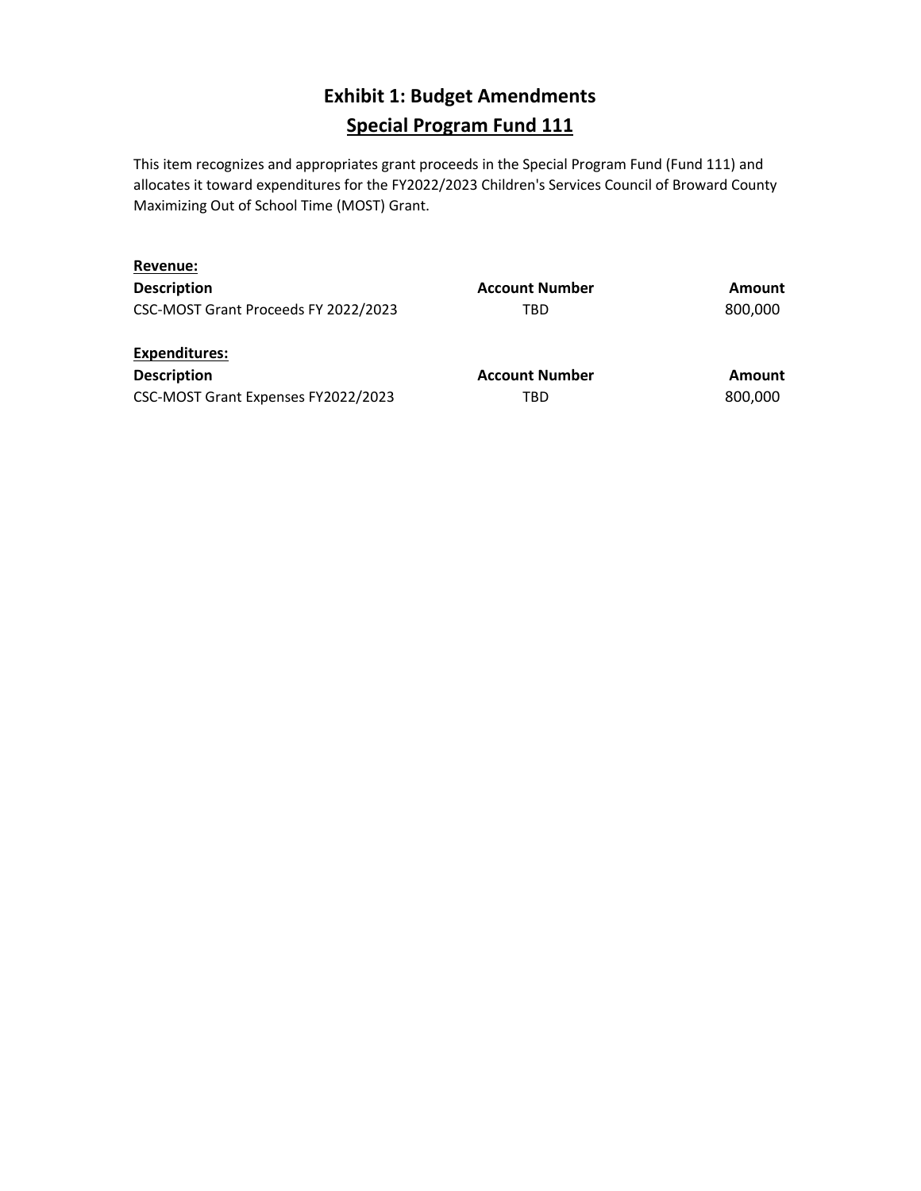# Exhibit 1: Budget Amendments

## Special Program Fund 111

This item recognizes and appropriates grant proceeds in the Special Program Fund (Fund 111) and allocates it toward expenditures for the FY2022/2023 Children's Services Council of Broward County Maximizing Out of School Time (MOST) Grant.

**Revenue:**

| Description | Account Number | Amount |
|---|---|---|
| CSC-MOST Grant Proceeds FY 2022/2023 | TBD | 800,000 |

**Expenditures:**

| Description | Account Number | Amount |
|---|---|---|
| CSC-MOST Grant Expenses FY2022/2023 | TBD | 800,000 |